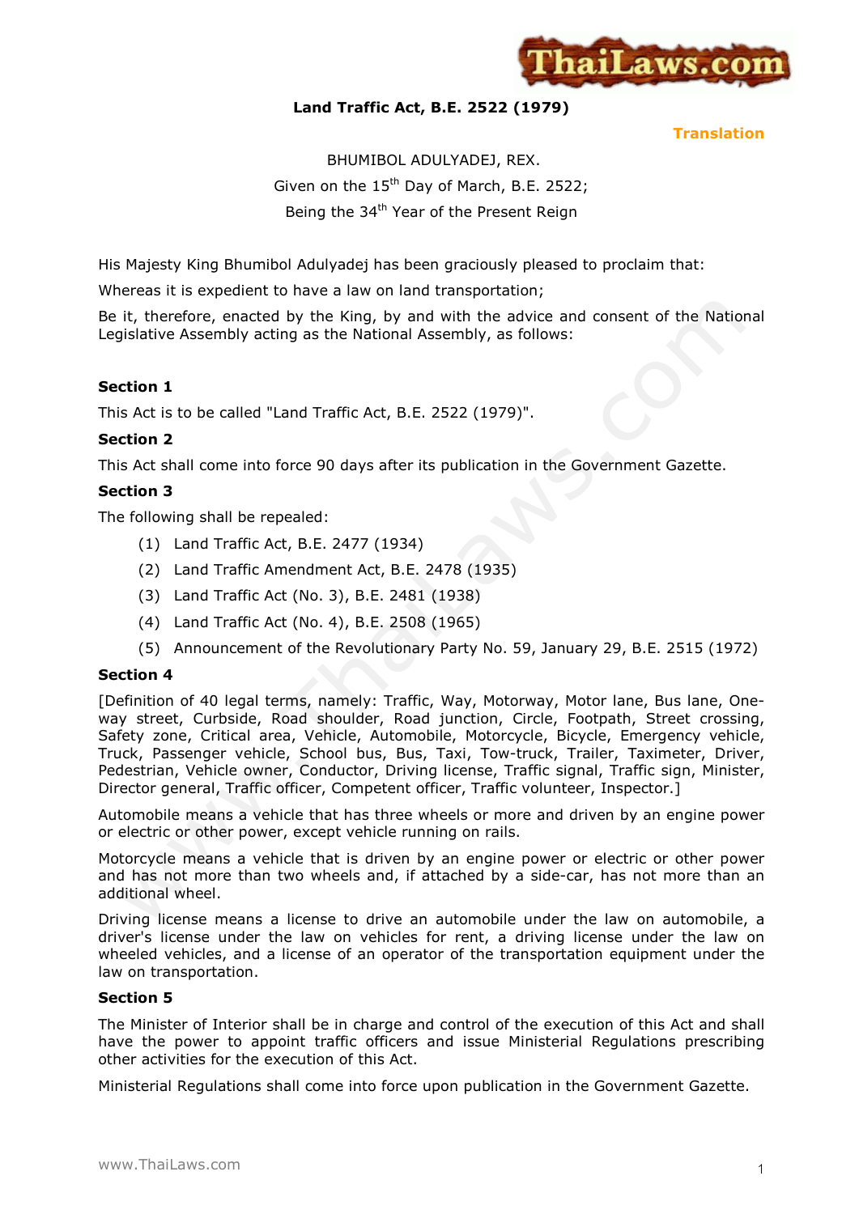# Land Traffic Act, B.E. 2522 (1979)

**Translation**

BHUMIBOL ADULYADEJ, REX.

Given on the 15th Day of March, B.E. 2522;

Being the 34th Year of the Present Reign

His Majesty King Bhumibol Adulyadej has been graciously pleased to proclaim that:

Whereas it is expedient to have a law on land transportation;

Be it, therefore, enacted by the King, by and with the advice and consent of the National Legislative Assembly acting as the National Assembly, as follows:

**Section 1**

This Act is to be called "Land Traffic Act, B.E. 2522 (1979)".

**Section 2**

This Act shall come into force 90 days after its publication in the Government Gazette.

**Section 3**

The following shall be repealed:

(1) Land Traffic Act, B.E. 2477 (1934)

(2) Land Traffic Amendment Act, B.E. 2478 (1935)

(3) Land Traffic Act (No. 3), B.E. 2481 (1938)

(4) Land Traffic Act (No. 4), B.E. 2508 (1965)

(5) Announcement of the Revolutionary Party No. 59, January 29, B.E. 2515 (1972)

**Section 4**

[Definition of 40 legal terms, namely: Traffic, Way, Motorway, Motor lane, Bus lane, One-way street, Curbside, Road shoulder, Road junction, Circle, Footpath, Street crossing, Safety zone, Critical area, Vehicle, Automobile, Motorcycle, Bicycle, Emergency vehicle, Truck, Passenger vehicle, School bus, Bus, Taxi, Tow-truck, Trailer, Taximeter, Driver, Pedestrian, Vehicle owner, Conductor, Driving license, Traffic signal, Traffic sign, Minister, Director general, Traffic officer, Competent officer, Traffic volunteer, Inspector.]

Automobile means a vehicle that has three wheels or more and driven by an engine power or electric or other power, except vehicle running on rails.

Motorcycle means a vehicle that is driven by an engine power or electric or other power and has not more than two wheels and, if attached by a side-car, has not more than an additional wheel.

Driving license means a license to drive an automobile under the law on automobile, a driver's license under the law on vehicles for rent, a driving license under the law on wheeled vehicles, and a license of an operator of the transportation equipment under the law on transportation.

**Section 5**

The Minister of Interior shall be in charge and control of the execution of this Act and shall have the power to appoint traffic officers and issue Ministerial Regulations prescribing other activities for the execution of this Act.

Ministerial Regulations shall come into force upon publication in the Government Gazette.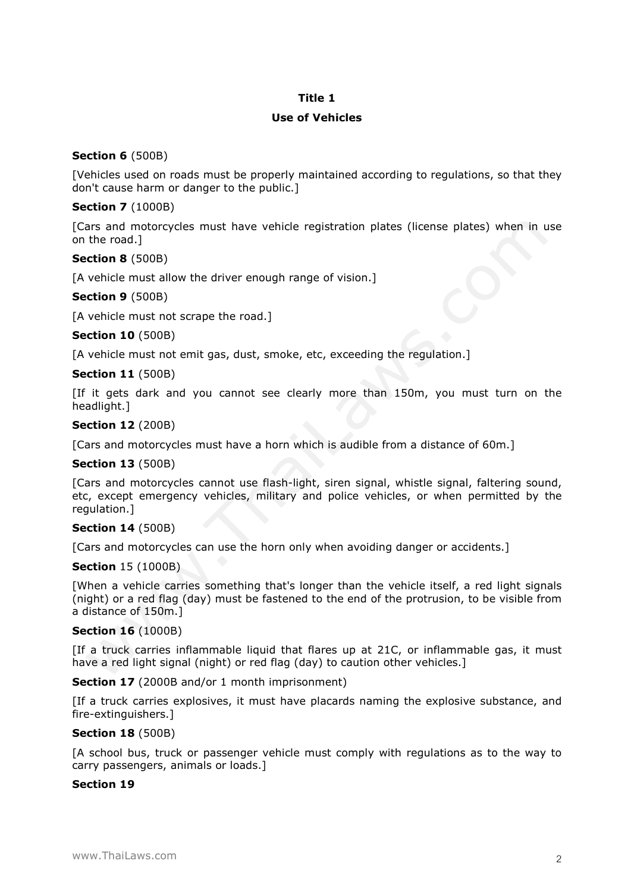## Title 1

## Use of Vehicles

**Section 6** (500B)

[Vehicles used on roads must be properly maintained according to regulations, so that they don't cause harm or danger to the public.]

**Section 7** (1000B)

[Cars and motorcycles must have vehicle registration plates (license plates) when in use on the road.]

**Section 8** (500B)

[A vehicle must allow the driver enough range of vision.]

**Section 9** (500B)

[A vehicle must not scrape the road.]

**Section 10** (500B)

[A vehicle must not emit gas, dust, smoke, etc, exceeding the regulation.]

**Section 11** (500B)

[If it gets dark and you cannot see clearly more than 150m, you must turn on the headlight.]

**Section 12** (200B)

[Cars and motorcycles must have a horn which is audible from a distance of 60m.]

**Section 13** (500B)

[Cars and motorcycles cannot use flash-light, siren signal, whistle signal, faltering sound, etc, except emergency vehicles, military and police vehicles, or when permitted by the regulation.]

**Section 14** (500B)

[Cars and motorcycles can use the horn only when avoiding danger or accidents.]

**Section** 15 (1000B)

[When a vehicle carries something that's longer than the vehicle itself, a red light signals (night) or a red flag (day) must be fastened to the end of the protrusion, to be visible from a distance of 150m.]

**Section 16** (1000B)

[If a truck carries inflammable liquid that flares up at 21C, or inflammable gas, it must have a red light signal (night) or red flag (day) to caution other vehicles.]

**Section 17** (2000B and/or 1 month imprisonment)

[If a truck carries explosives, it must have placards naming the explosive substance, and fire-extinguishers.]

**Section 18** (500B)

[A school bus, truck or passenger vehicle must comply with regulations as to the way to carry passengers, animals or loads.]

**Section 19**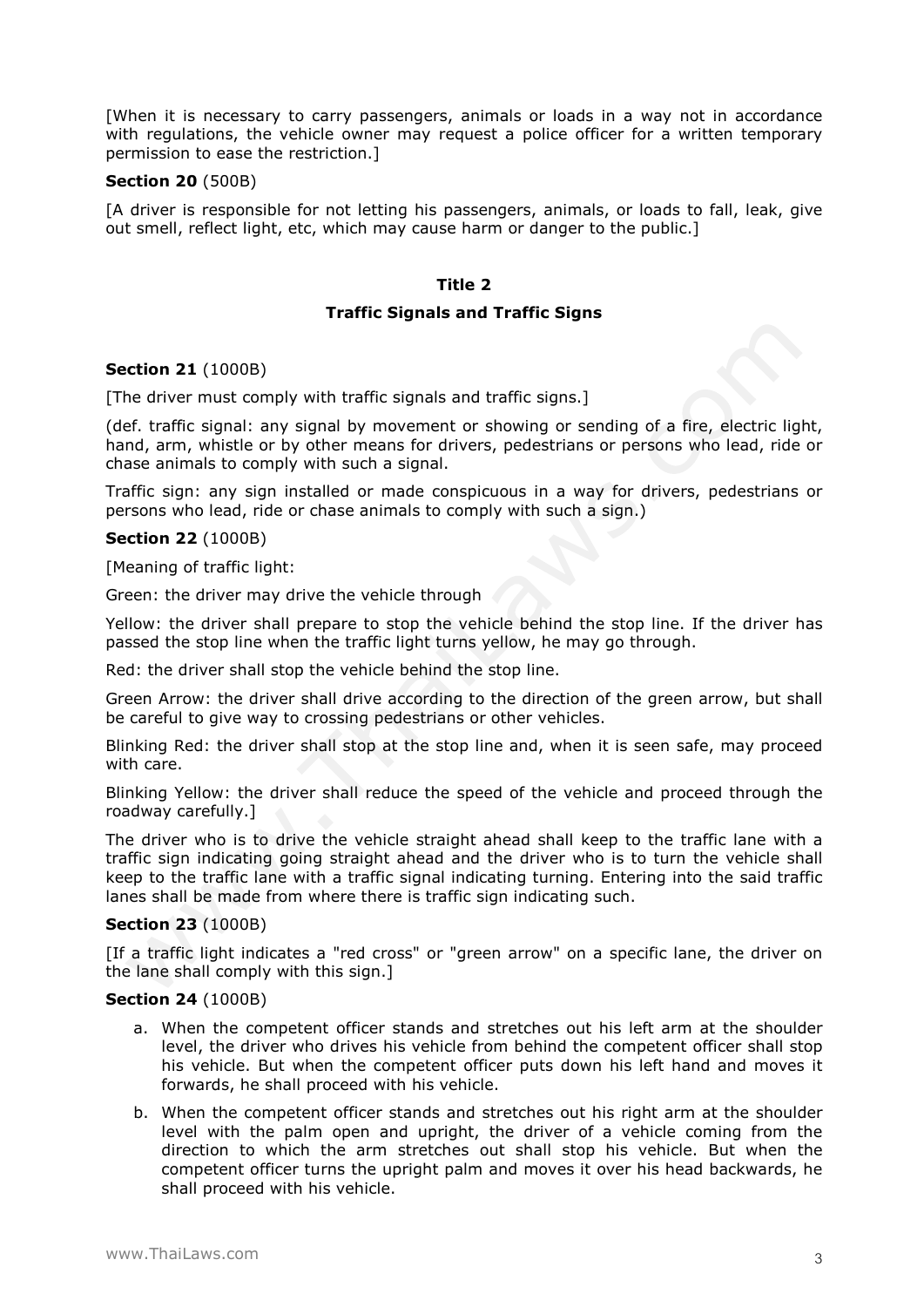[When it is necessary to carry passengers, animals or loads in a way not in accordance with regulations, the vehicle owner may request a police officer for a written temporary permission to ease the restriction.]

**Section 20** (500B)

[A driver is responsible for not letting his passengers, animals, or loads to fall, leak, give out smell, reflect light, etc, which may cause harm or danger to the public.]

## Title 2

## Traffic Signals and Traffic Signs

**Section 21** (1000B)

[The driver must comply with traffic signals and traffic signs.]

(def. traffic signal: any signal by movement or showing or sending of a fire, electric light, hand, arm, whistle or by other means for drivers, pedestrians or persons who lead, ride or chase animals to comply with such a signal.

Traffic sign: any sign installed or made conspicuous in a way for drivers, pedestrians or persons who lead, ride or chase animals to comply with such a sign.)

**Section 22** (1000B)

[Meaning of traffic light:

Green: the driver may drive the vehicle through

Yellow: the driver shall prepare to stop the vehicle behind the stop line. If the driver has passed the stop line when the traffic light turns yellow, he may go through.

Red: the driver shall stop the vehicle behind the stop line.

Green Arrow: the driver shall drive according to the direction of the green arrow, but shall be careful to give way to crossing pedestrians or other vehicles.

Blinking Red: the driver shall stop at the stop line and, when it is seen safe, may proceed with care.

Blinking Yellow: the driver shall reduce the speed of the vehicle and proceed through the roadway carefully.]

The driver who is to drive the vehicle straight ahead shall keep to the traffic lane with a traffic sign indicating going straight ahead and the driver who is to turn the vehicle shall keep to the traffic lane with a traffic signal indicating turning. Entering into the said traffic lanes shall be made from where there is traffic sign indicating such.

**Section 23** (1000B)

[If a traffic light indicates a "red cross" or "green arrow" on a specific lane, the driver on the lane shall comply with this sign.]

**Section 24** (1000B)

a. When the competent officer stands and stretches out his left arm at the shoulder level, the driver who drives his vehicle from behind the competent officer shall stop his vehicle. But when the competent officer puts down his left hand and moves it forwards, he shall proceed with his vehicle.
b. When the competent officer stands and stretches out his right arm at the shoulder level with the palm open and upright, the driver of a vehicle coming from the direction to which the arm stretches out shall stop his vehicle. But when the competent officer turns the upright palm and moves it over his head backwards, he shall proceed with his vehicle.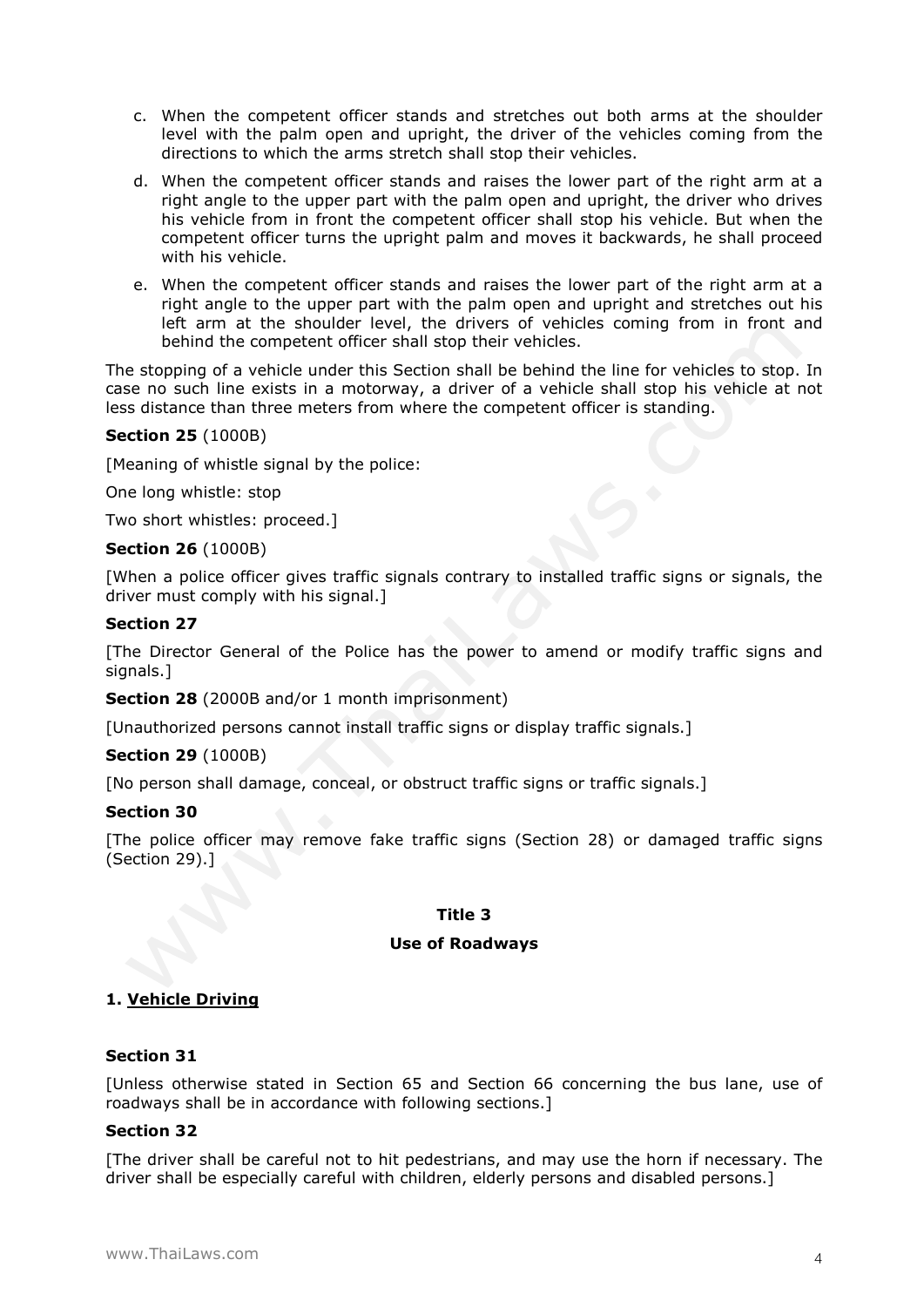c. When the competent officer stands and stretches out both arms at the shoulder level with the palm open and upright, the driver of the vehicles coming from the directions to which the arms stretch shall stop their vehicles.

d. When the competent officer stands and raises the lower part of the right arm at a right angle to the upper part with the palm open and upright, the driver who drives his vehicle from in front the competent officer shall stop his vehicle. But when the competent officer turns the upright palm and moves it backwards, he shall proceed with his vehicle.

e. When the competent officer stands and raises the lower part of the right arm at a right angle to the upper part with the palm open and upright and stretches out his left arm at the shoulder level, the drivers of vehicles coming from in front and behind the competent officer shall stop their vehicles.

The stopping of a vehicle under this Section shall be behind the line for vehicles to stop. In case no such line exists in a motorway, a driver of a vehicle shall stop his vehicle at not less distance than three meters from where the competent officer is standing.

**Section 25** (1000B)

[Meaning of whistle signal by the police:

One long whistle: stop

Two short whistles: proceed.]

**Section 26** (1000B)

[When a police officer gives traffic signals contrary to installed traffic signs or signals, the driver must comply with his signal.]

**Section 27**

[The Director General of the Police has the power to amend or modify traffic signs and signals.]

**Section 28** (2000B and/or 1 month imprisonment)

[Unauthorized persons cannot install traffic signs or display traffic signals.]

**Section 29** (1000B)

[No person shall damage, conceal, or obstruct traffic signs or traffic signals.]

**Section 30**

[The police officer may remove fake traffic signs (Section 28) or damaged traffic signs (Section 29).]

## Title 3

## Use of Roadways

### 1. Vehicle Driving

**Section 31**

[Unless otherwise stated in Section 65 and Section 66 concerning the bus lane, use of roadways shall be in accordance with following sections.]

**Section 32**

[The driver shall be careful not to hit pedestrians, and may use the horn if necessary. The driver shall be especially careful with children, elderly persons and disabled persons.]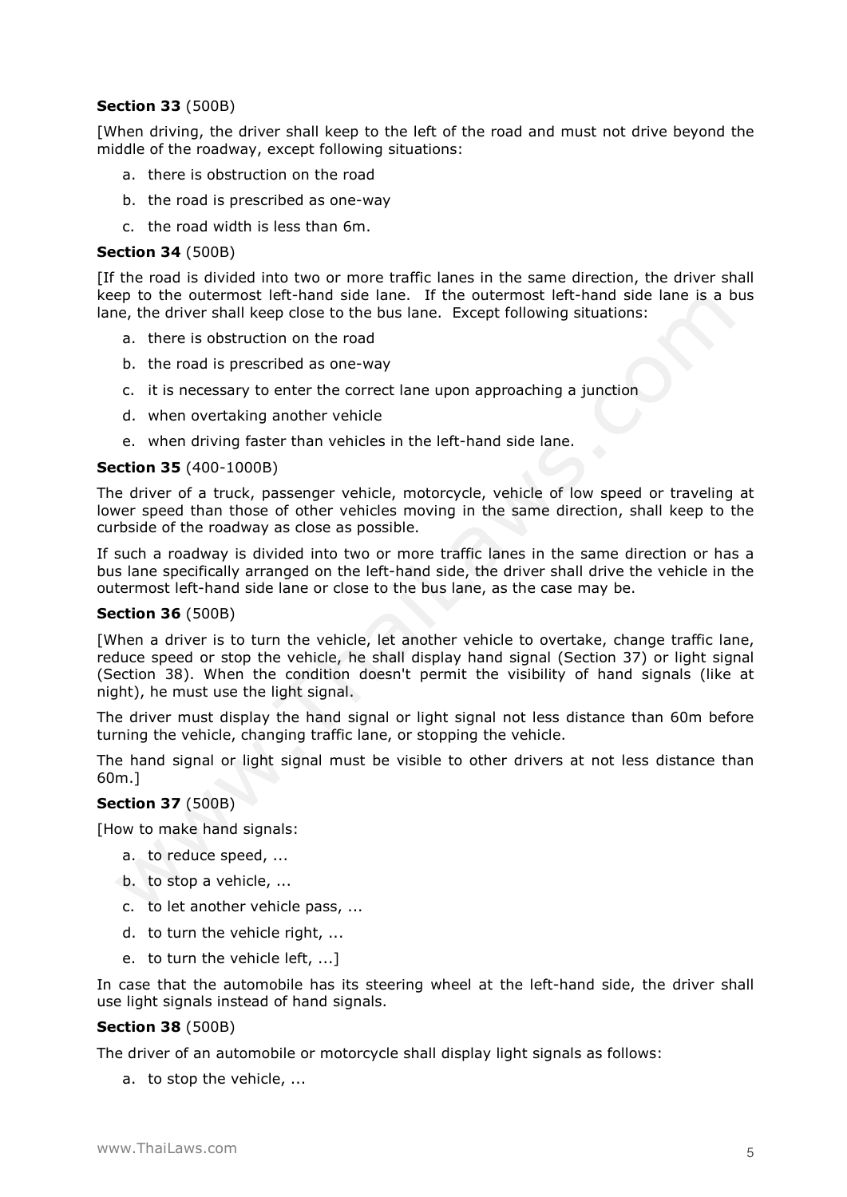**Section 33** (500B)

[When driving, the driver shall keep to the left of the road and must not drive beyond the middle of the roadway, except following situations:

a. there is obstruction on the road
b. the road is prescribed as one-way
c. the road width is less than 6m.

**Section 34** (500B)

[If the road is divided into two or more traffic lanes in the same direction, the driver shall keep to the outermost left-hand side lane. If the outermost left-hand side lane is a bus lane, the driver shall keep close to the bus lane. Except following situations:

a. there is obstruction on the road
b. the road is prescribed as one-way
c. it is necessary to enter the correct lane upon approaching a junction
d. when overtaking another vehicle
e. when driving faster than vehicles in the left-hand side lane.

**Section 35** (400-1000B)

The driver of a truck, passenger vehicle, motorcycle, vehicle of low speed or traveling at lower speed than those of other vehicles moving in the same direction, shall keep to the curbside of the roadway as close as possible.

If such a roadway is divided into two or more traffic lanes in the same direction or has a bus lane specifically arranged on the left-hand side, the driver shall drive the vehicle in the outermost left-hand side lane or close to the bus lane, as the case may be.

**Section 36** (500B)

[When a driver is to turn the vehicle, let another vehicle to overtake, change traffic lane, reduce speed or stop the vehicle, he shall display hand signal (Section 37) or light signal (Section 38). When the condition doesn't permit the visibility of hand signals (like at night), he must use the light signal.

The driver must display the hand signal or light signal not less distance than 60m before turning the vehicle, changing traffic lane, or stopping the vehicle.

The hand signal or light signal must be visible to other drivers at not less distance than 60m.]

**Section 37** (500B)

[How to make hand signals:

a. to reduce speed, ...
b. to stop a vehicle, ...
c. to let another vehicle pass, ...
d. to turn the vehicle right, ...
e. to turn the vehicle left, ...]

In case that the automobile has its steering wheel at the left-hand side, the driver shall use light signals instead of hand signals.

**Section 38** (500B)

The driver of an automobile or motorcycle shall display light signals as follows:

a. to stop the vehicle, ...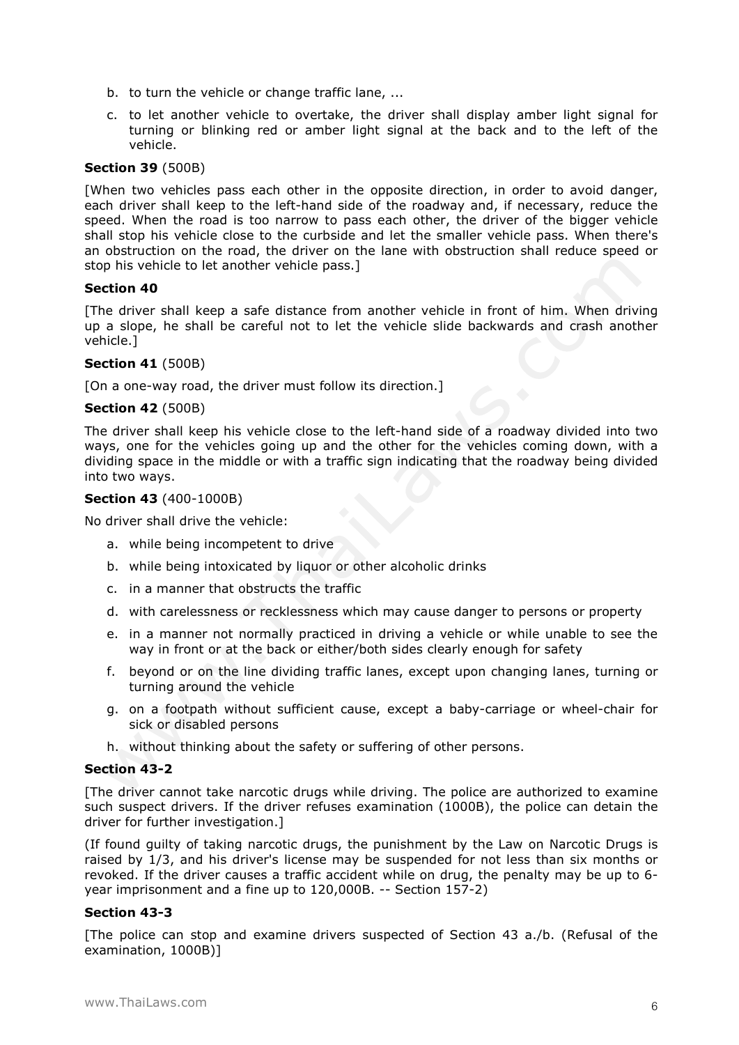b. to turn the vehicle or change traffic lane, ...
c. to let another vehicle to overtake, the driver shall display amber light signal for turning or blinking red or amber light signal at the back and to the left of the vehicle.

**Section 39** (500B)

[When two vehicles pass each other in the opposite direction, in order to avoid danger, each driver shall keep to the left-hand side of the roadway and, if necessary, reduce the speed. When the road is too narrow to pass each other, the driver of the bigger vehicle shall stop his vehicle close to the curbside and let the smaller vehicle pass. When there's an obstruction on the road, the driver on the lane with obstruction shall reduce speed or stop his vehicle to let another vehicle pass.]

**Section 40**

[The driver shall keep a safe distance from another vehicle in front of him. When driving up a slope, he shall be careful not to let the vehicle slide backwards and crash another vehicle.]

**Section 41** (500B)

[On a one-way road, the driver must follow its direction.]

**Section 42** (500B)

The driver shall keep his vehicle close to the left-hand side of a roadway divided into two ways, one for the vehicles going up and the other for the vehicles coming down, with a dividing space in the middle or with a traffic sign indicating that the roadway being divided into two ways.

**Section 43** (400-1000B)

No driver shall drive the vehicle:

a. while being incompetent to drive
b. while being intoxicated by liquor or other alcoholic drinks
c. in a manner that obstructs the traffic
d. with carelessness or recklessness which may cause danger to persons or property
e. in a manner not normally practiced in driving a vehicle or while unable to see the way in front or at the back or either/both sides clearly enough for safety
f. beyond or on the line dividing traffic lanes, except upon changing lanes, turning or turning around the vehicle
g. on a footpath without sufficient cause, except a baby-carriage or wheel-chair for sick or disabled persons
h. without thinking about the safety or suffering of other persons.

**Section 43-2**

[The driver cannot take narcotic drugs while driving. The police are authorized to examine such suspect drivers. If the driver refuses examination (1000B), the police can detain the driver for further investigation.]

(If found guilty of taking narcotic drugs, the punishment by the Law on Narcotic Drugs is raised by 1/3, and his driver's license may be suspended for not less than six months or revoked. If the driver causes a traffic accident while on drug, the penalty may be up to 6-year imprisonment and a fine up to 120,000B. -- Section 157-2)

**Section 43-3**

[The police can stop and examine drivers suspected of Section 43 a./b. (Refusal of the examination, 1000B)]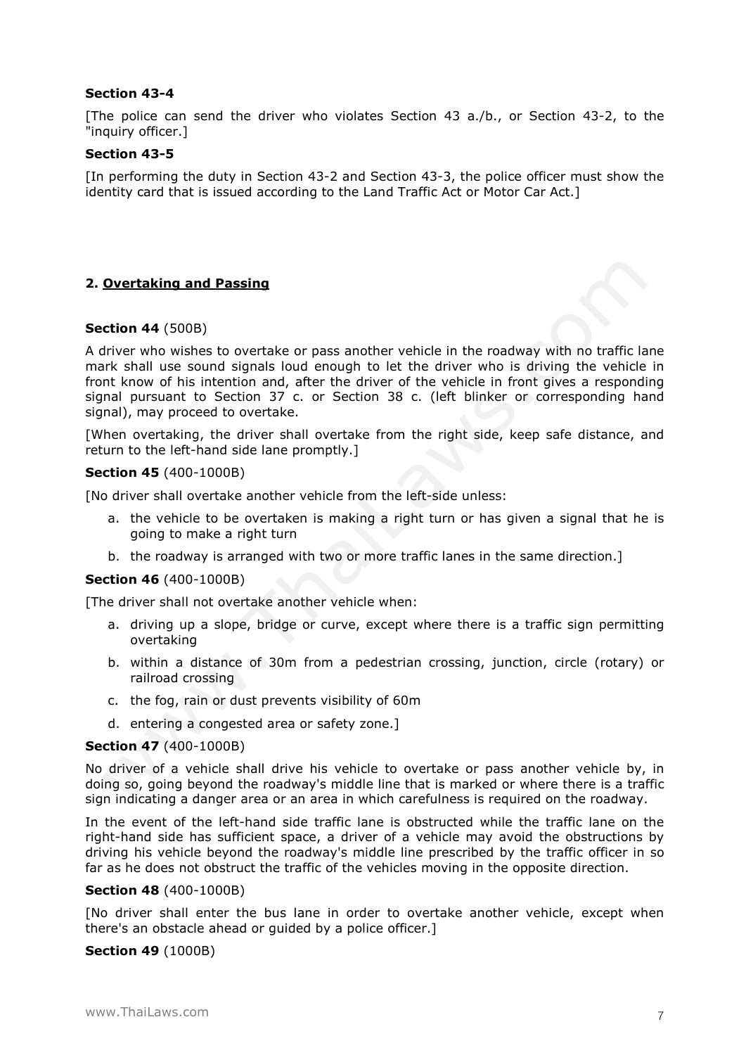**Section 43-4**

[The police can send the driver who violates Section 43 a./b., or Section 43-2, to the "inquiry officer.]

**Section 43-5**

[In performing the duty in Section 43-2 and Section 43-3, the police officer must show the identity card that is issued according to the Land Traffic Act or Motor Car Act.]

## 2. Overtaking and Passing

**Section 44** (500B)

A driver who wishes to overtake or pass another vehicle in the roadway with no traffic lane mark shall use sound signals loud enough to let the driver who is driving the vehicle in front know of his intention and, after the driver of the vehicle in front gives a responding signal pursuant to Section 37 c. or Section 38 c. (left blinker or corresponding hand signal), may proceed to overtake.

[When overtaking, the driver shall overtake from the right side, keep safe distance, and return to the left-hand side lane promptly.]

**Section 45** (400-1000B)

[No driver shall overtake another vehicle from the left-side unless:

a. the vehicle to be overtaken is making a right turn or has given a signal that he is going to make a right turn
b. the roadway is arranged with two or more traffic lanes in the same direction.]

**Section 46** (400-1000B)

[The driver shall not overtake another vehicle when:

a. driving up a slope, bridge or curve, except where there is a traffic sign permitting overtaking
b. within a distance of 30m from a pedestrian crossing, junction, circle (rotary) or railroad crossing
c. the fog, rain or dust prevents visibility of 60m
d. entering a congested area or safety zone.]

**Section 47** (400-1000B)

No driver of a vehicle shall drive his vehicle to overtake or pass another vehicle by, in doing so, going beyond the roadway's middle line that is marked or where there is a traffic sign indicating a danger area or an area in which carefulness is required on the roadway.

In the event of the left-hand side traffic lane is obstructed while the traffic lane on the right-hand side has sufficient space, a driver of a vehicle may avoid the obstructions by driving his vehicle beyond the roadway's middle line prescribed by the traffic officer in so far as he does not obstruct the traffic of the vehicles moving in the opposite direction.

**Section 48** (400-1000B)

[No driver shall enter the bus lane in order to overtake another vehicle, except when there's an obstacle ahead or guided by a police officer.]

**Section 49** (1000B)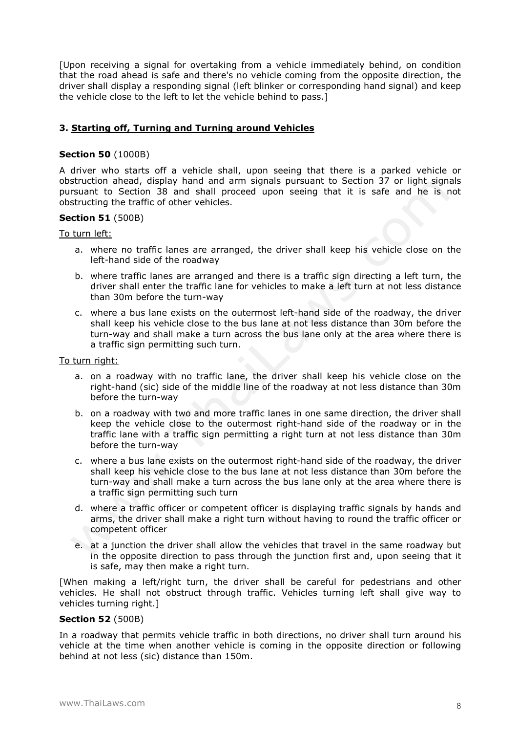[Upon receiving a signal for overtaking from a vehicle immediately behind, on condition that the road ahead is safe and there's no vehicle coming from the opposite direction, the driver shall display a responding signal (left blinker or corresponding hand signal) and keep the vehicle close to the left to let the vehicle behind to pass.]

### 3. Starting off, Turning and Turning around Vehicles

**Section 50** (1000B)

A driver who starts off a vehicle shall, upon seeing that there is a parked vehicle or obstruction ahead, display hand and arm signals pursuant to Section 37 or light signals pursuant to Section 38 and shall proceed upon seeing that it is safe and he is not obstructing the traffic of other vehicles.

**Section 51** (500B)

To turn left:

a. where no traffic lanes are arranged, the driver shall keep his vehicle close on the left-hand side of the roadway
b. where traffic lanes are arranged and there is a traffic sign directing a left turn, the driver shall enter the traffic lane for vehicles to make a left turn at not less distance than 30m before the turn-way
c. where a bus lane exists on the outermost left-hand side of the roadway, the driver shall keep his vehicle close to the bus lane at not less distance than 30m before the turn-way and shall make a turn across the bus lane only at the area where there is a traffic sign permitting such turn.

To turn right:

a. on a roadway with no traffic lane, the driver shall keep his vehicle close on the right-hand (sic) side of the middle line of the roadway at not less distance than 30m before the turn-way
b. on a roadway with two and more traffic lanes in one same direction, the driver shall keep the vehicle close to the outermost right-hand side of the roadway or in the traffic lane with a traffic sign permitting a right turn at not less distance than 30m before the turn-way
c. where a bus lane exists on the outermost right-hand side of the roadway, the driver shall keep his vehicle close to the bus lane at not less distance than 30m before the turn-way and shall make a turn across the bus lane only at the area where there is a traffic sign permitting such turn
d. where a traffic officer or competent officer is displaying traffic signals by hands and arms, the driver shall make a right turn without having to round the traffic officer or competent officer
e. at a junction the driver shall allow the vehicles that travel in the same roadway but in the opposite direction to pass through the junction first and, upon seeing that it is safe, may then make a right turn.

[When making a left/right turn, the driver shall be careful for pedestrians and other vehicles. He shall not obstruct through traffic. Vehicles turning left shall give way to vehicles turning right.]

**Section 52** (500B)

In a roadway that permits vehicle traffic in both directions, no driver shall turn around his vehicle at the time when another vehicle is coming in the opposite direction or following behind at not less (sic) distance than 150m.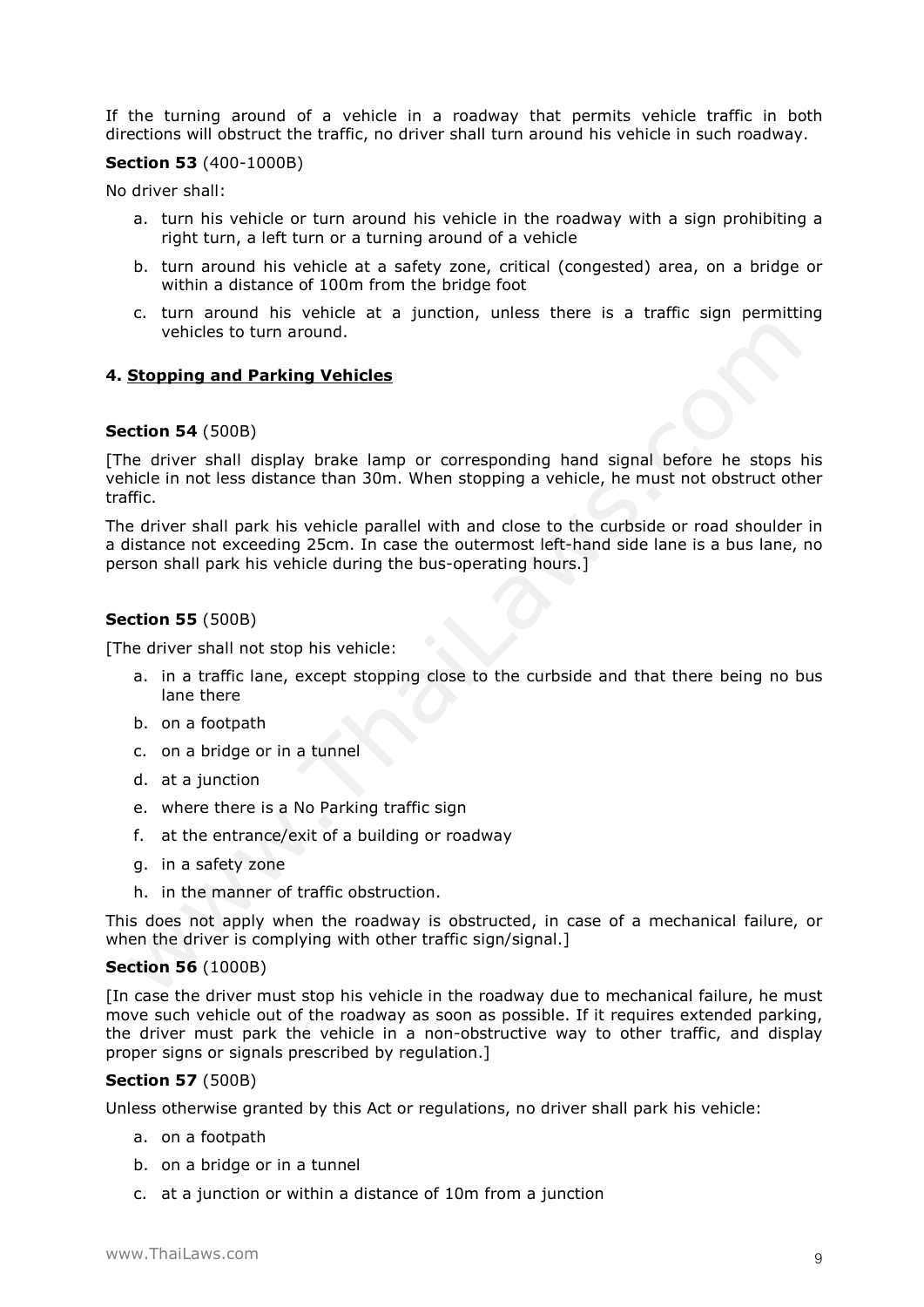If the turning around of a vehicle in a roadway that permits vehicle traffic in both directions will obstruct the traffic, no driver shall turn around his vehicle in such roadway.

**Section 53** (400-1000B)

No driver shall:

a. turn his vehicle or turn around his vehicle in the roadway with a sign prohibiting a right turn, a left turn or a turning around of a vehicle
b. turn around his vehicle at a safety zone, critical (congested) area, on a bridge or within a distance of 100m from the bridge foot
c. turn around his vehicle at a junction, unless there is a traffic sign permitting vehicles to turn around.

#### 4. <u>Stopping and Parking Vehicles</u>

**Section 54** (500B)

[The driver shall display brake lamp or corresponding hand signal before he stops his vehicle in not less distance than 30m. When stopping a vehicle, he must not obstruct other traffic.

The driver shall park his vehicle parallel with and close to the curbside or road shoulder in a distance not exceeding 25cm. In case the outermost left-hand side lane is a bus lane, no person shall park his vehicle during the bus-operating hours.]

**Section 55** (500B)

[The driver shall not stop his vehicle:

a. in a traffic lane, except stopping close to the curbside and that there being no bus lane there
b. on a footpath
c. on a bridge or in a tunnel
d. at a junction
e. where there is a No Parking traffic sign
f. at the entrance/exit of a building or roadway
g. in a safety zone
h. in the manner of traffic obstruction.

This does not apply when the roadway is obstructed, in case of a mechanical failure, or when the driver is complying with other traffic sign/signal.]

**Section 56** (1000B)

[In case the driver must stop his vehicle in the roadway due to mechanical failure, he must move such vehicle out of the roadway as soon as possible. If it requires extended parking, the driver must park the vehicle in a non-obstructive way to other traffic, and display proper signs or signals prescribed by regulation.]

**Section 57** (500B)

Unless otherwise granted by this Act or regulations, no driver shall park his vehicle:

a. on a footpath
b. on a bridge or in a tunnel
c. at a junction or within a distance of 10m from a junction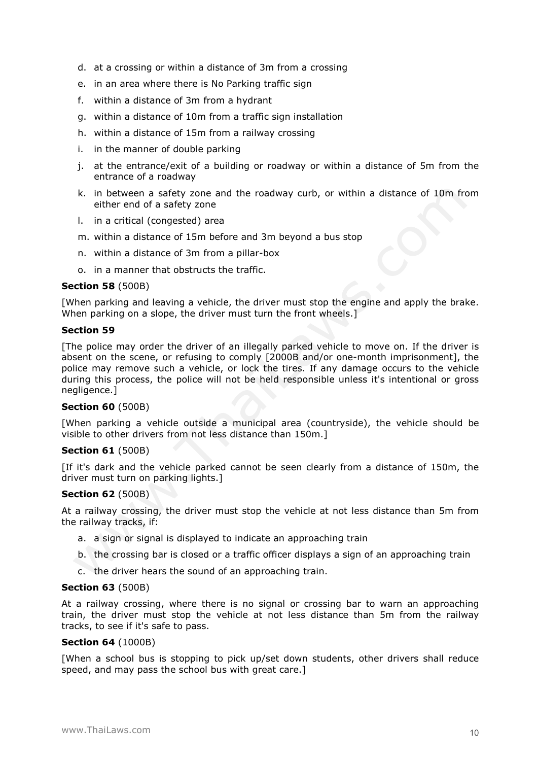d. at a crossing or within a distance of 3m from a crossing
e. in an area where there is No Parking traffic sign
f. within a distance of 3m from a hydrant
g. within a distance of 10m from a traffic sign installation
h. within a distance of 15m from a railway crossing
i. in the manner of double parking
j. at the entrance/exit of a building or roadway or within a distance of 5m from the entrance of a roadway
k. in between a safety zone and the roadway curb, or within a distance of 10m from either end of a safety zone
l. in a critical (congested) area
m. within a distance of 15m before and 3m beyond a bus stop
n. within a distance of 3m from a pillar-box
o. in a manner that obstructs the traffic.

**Section 58** (500B)

[When parking and leaving a vehicle, the driver must stop the engine and apply the brake. When parking on a slope, the driver must turn the front wheels.]

**Section 59**

[The police may order the driver of an illegally parked vehicle to move on. If the driver is absent on the scene, or refusing to comply [2000B and/or one-month imprisonment], the police may remove such a vehicle, or lock the tires. If any damage occurs to the vehicle during this process, the police will not be held responsible unless it's intentional or gross negligence.]

**Section 60** (500B)

[When parking a vehicle outside a municipal area (countryside), the vehicle should be visible to other drivers from not less distance than 150m.]

**Section 61** (500B)

[If it's dark and the vehicle parked cannot be seen clearly from a distance of 150m, the driver must turn on parking lights.]

**Section 62** (500B)

At a railway crossing, the driver must stop the vehicle at not less distance than 5m from the railway tracks, if:

a. a sign or signal is displayed to indicate an approaching train
b. the crossing bar is closed or a traffic officer displays a sign of an approaching train
c. the driver hears the sound of an approaching train.

**Section 63** (500B)

At a railway crossing, where there is no signal or crossing bar to warn an approaching train, the driver must stop the vehicle at not less distance than 5m from the railway tracks, to see if it's safe to pass.

**Section 64** (1000B)

[When a school bus is stopping to pick up/set down students, other drivers shall reduce speed, and may pass the school bus with great care.]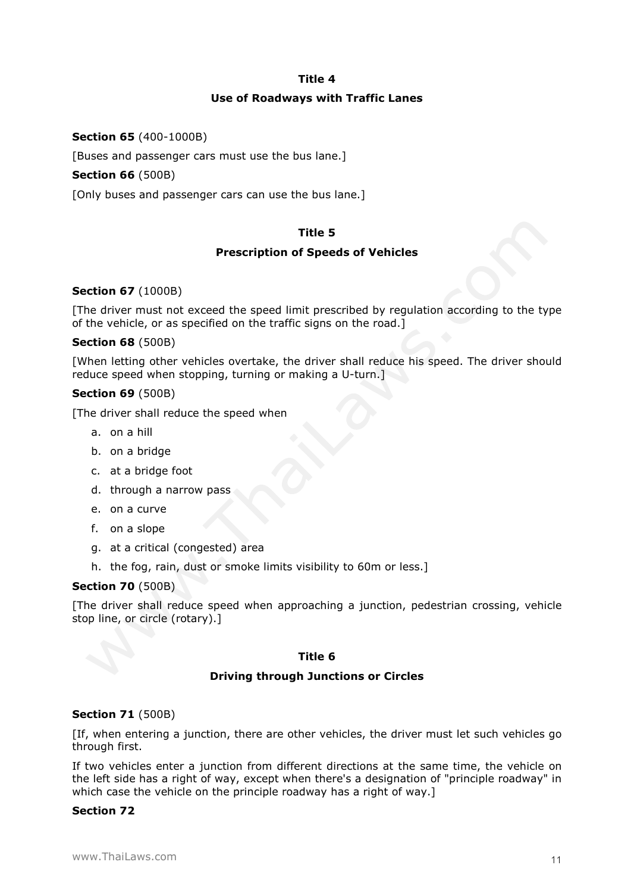## Title 4

## Use of Roadways with Traffic Lanes

**Section 65** (400-1000B)

[Buses and passenger cars must use the bus lane.]

**Section 66** (500B)

[Only buses and passenger cars can use the bus lane.]

## Title 5

## Prescription of Speeds of Vehicles

**Section 67** (1000B)

[The driver must not exceed the speed limit prescribed by regulation according to the type of the vehicle, or as specified on the traffic signs on the road.]

**Section 68** (500B)

[When letting other vehicles overtake, the driver shall reduce his speed. The driver should reduce speed when stopping, turning or making a U-turn.]

**Section 69** (500B)

[The driver shall reduce the speed when

a. on a hill
b. on a bridge
c. at a bridge foot
d. through a narrow pass
e. on a curve
f. on a slope
g. at a critical (congested) area
h. the fog, rain, dust or smoke limits visibility to 60m or less.]

**Section 70** (500B)

[The driver shall reduce speed when approaching a junction, pedestrian crossing, vehicle stop line, or circle (rotary).]

## Title 6

## Driving through Junctions or Circles

**Section 71** (500B)

[If, when entering a junction, there are other vehicles, the driver must let such vehicles go through first.

If two vehicles enter a junction from different directions at the same time, the vehicle on the left side has a right of way, except when there's a designation of "principle roadway" in which case the vehicle on the principle roadway has a right of way.]

**Section 72**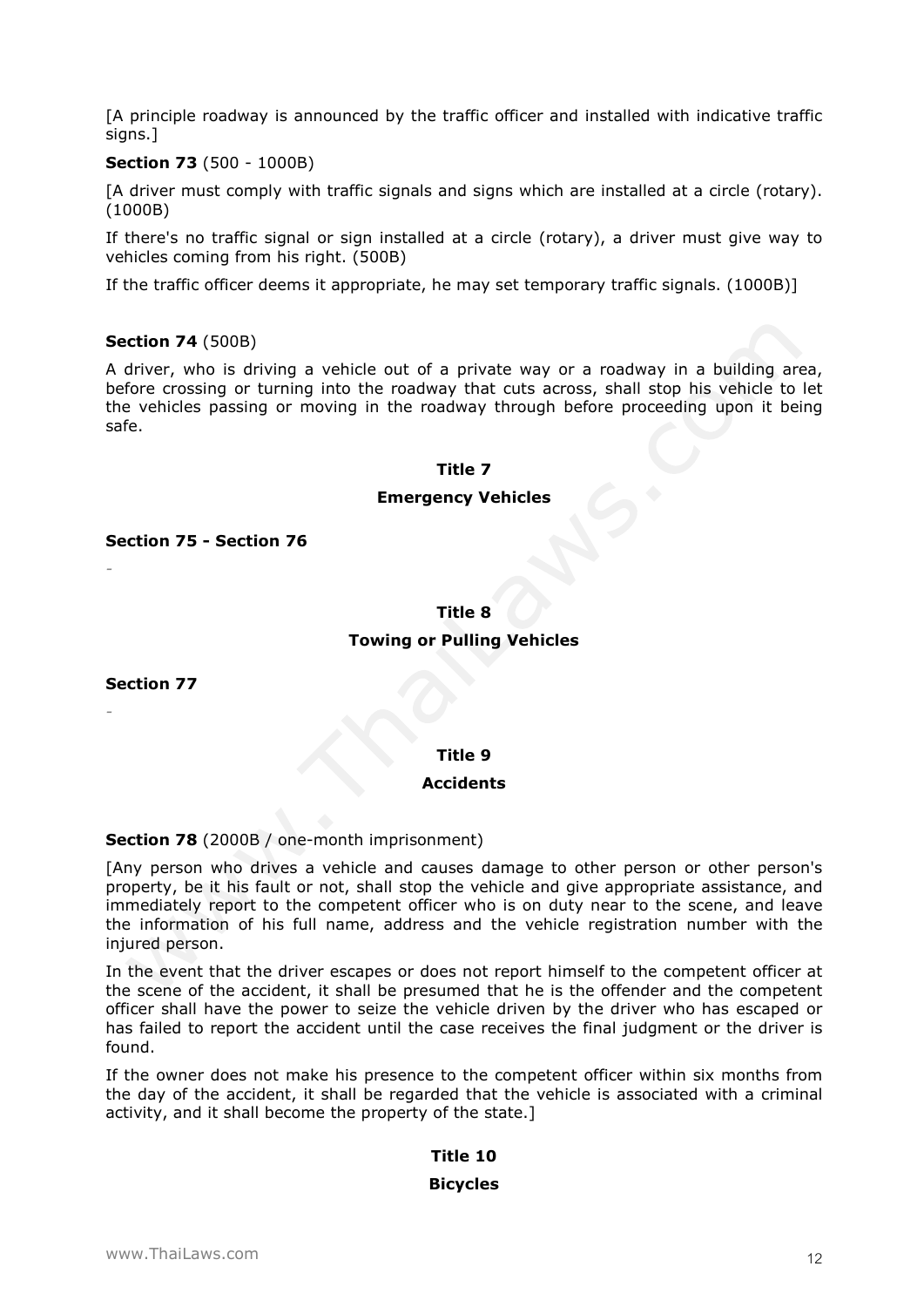[A principle roadway is announced by the traffic officer and installed with indicative traffic signs.]

**Section 73** (500 - 1000B)

[A driver must comply with traffic signals and signs which are installed at a circle (rotary). (1000B)

If there's no traffic signal or sign installed at a circle (rotary), a driver must give way to vehicles coming from his right. (500B)

If the traffic officer deems it appropriate, he may set temporary traffic signals. (1000B)]

**Section 74** (500B)

A driver, who is driving a vehicle out of a private way or a roadway in a building area, before crossing or turning into the roadway that cuts across, shall stop his vehicle to let the vehicles passing or moving in the roadway through before proceeding upon it being safe.

## Title 7

## Emergency Vehicles

**Section 75 - Section 76**

-

## Title 8

## Towing or Pulling Vehicles

**Section 77**

-

## Title 9

## Accidents

**Section 78** (2000B / one-month imprisonment)

[Any person who drives a vehicle and causes damage to other person or other person's property, be it his fault or not, shall stop the vehicle and give appropriate assistance, and immediately report to the competent officer who is on duty near to the scene, and leave the information of his full name, address and the vehicle registration number with the injured person.

In the event that the driver escapes or does not report himself to the competent officer at the scene of the accident, it shall be presumed that he is the offender and the competent officer shall have the power to seize the vehicle driven by the driver who has escaped or has failed to report the accident until the case receives the final judgment or the driver is found.

If the owner does not make his presence to the competent officer within six months from the day of the accident, it shall be regarded that the vehicle is associated with a criminal activity, and it shall become the property of the state.]

## Title 10

## Bicycles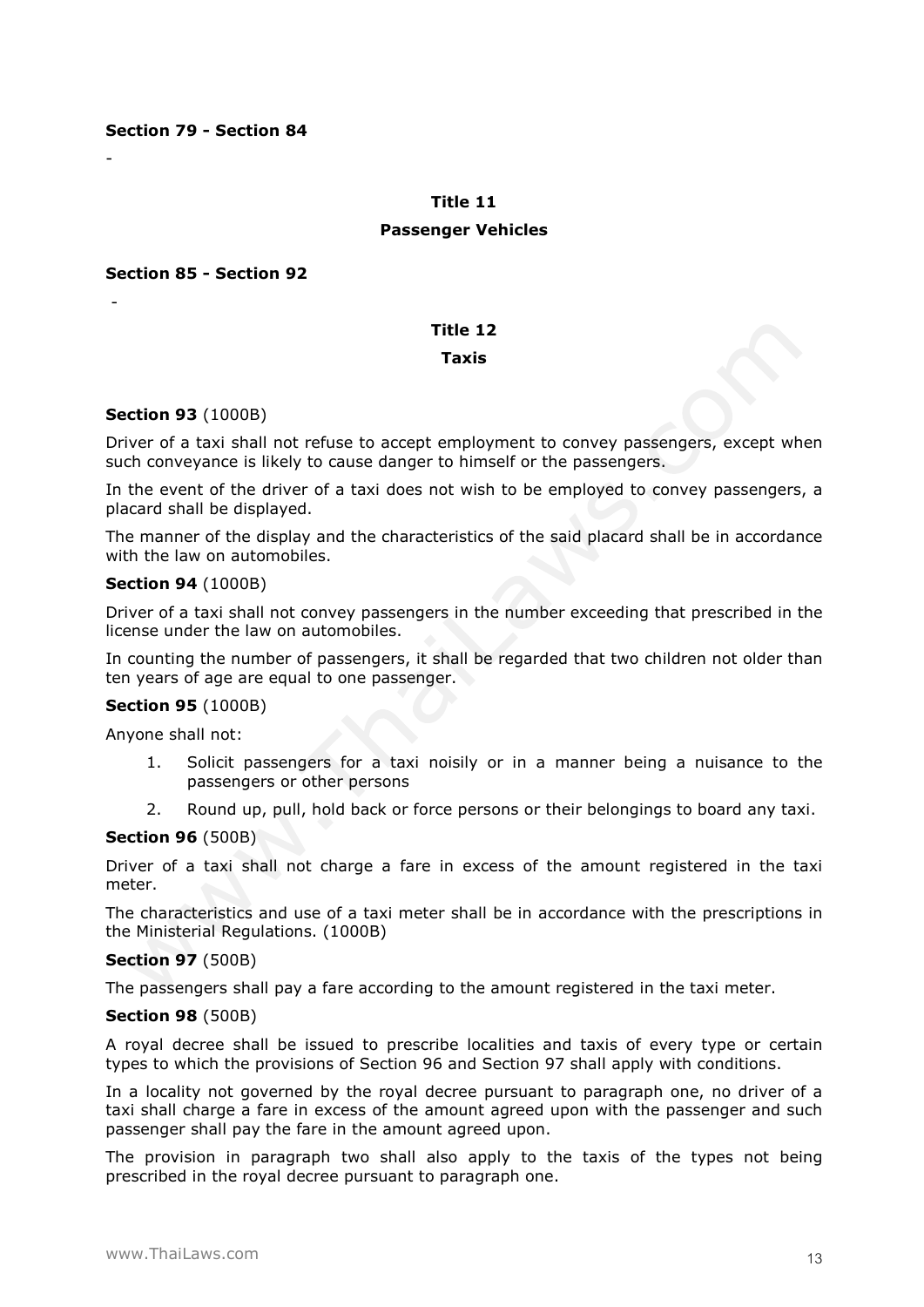**Section 79 - Section 84**

-

## Title 11

## Passenger Vehicles

**Section 85 - Section 92**

-

## Title 12

## Taxis

**Section 93** (1000B)

Driver of a taxi shall not refuse to accept employment to convey passengers, except when such conveyance is likely to cause danger to himself or the passengers.

In the event of the driver of a taxi does not wish to be employed to convey passengers, a placard shall be displayed.

The manner of the display and the characteristics of the said placard shall be in accordance with the law on automobiles.

**Section 94** (1000B)

Driver of a taxi shall not convey passengers in the number exceeding that prescribed in the license under the law on automobiles.

In counting the number of passengers, it shall be regarded that two children not older than ten years of age are equal to one passenger.

**Section 95** (1000B)

Anyone shall not:

1. Solicit passengers for a taxi noisily or in a manner being a nuisance to the passengers or other persons
2. Round up, pull, hold back or force persons or their belongings to board any taxi.

**Section 96** (500B)

Driver of a taxi shall not charge a fare in excess of the amount registered in the taxi meter.

The characteristics and use of a taxi meter shall be in accordance with the prescriptions in the Ministerial Regulations. (1000B)

**Section 97** (500B)

The passengers shall pay a fare according to the amount registered in the taxi meter.

**Section 98** (500B)

A royal decree shall be issued to prescribe localities and taxis of every type or certain types to which the provisions of Section 96 and Section 97 shall apply with conditions.

In a locality not governed by the royal decree pursuant to paragraph one, no driver of a taxi shall charge a fare in excess of the amount agreed upon with the passenger and such passenger shall pay the fare in the amount agreed upon.

The provision in paragraph two shall also apply to the taxis of the types not being prescribed in the royal decree pursuant to paragraph one.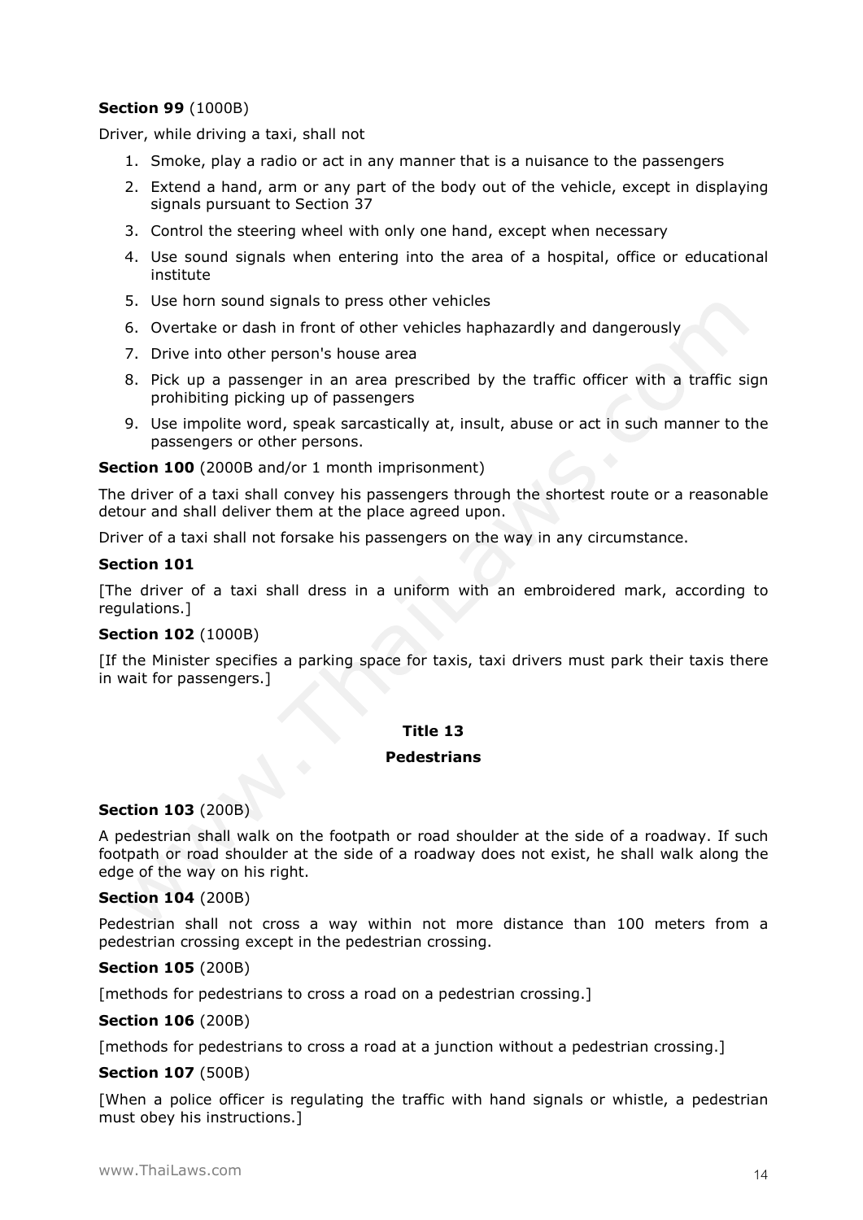**Section 99** (1000B)

Driver, while driving a taxi, shall not

1. Smoke, play a radio or act in any manner that is a nuisance to the passengers
2. Extend a hand, arm or any part of the body out of the vehicle, except in displaying signals pursuant to Section 37
3. Control the steering wheel with only one hand, except when necessary
4. Use sound signals when entering into the area of a hospital, office or educational institute
5. Use horn sound signals to press other vehicles
6. Overtake or dash in front of other vehicles haphazardly and dangerously
7. Drive into other person's house area
8. Pick up a passenger in an area prescribed by the traffic officer with a traffic sign prohibiting picking up of passengers
9. Use impolite word, speak sarcastically at, insult, abuse or act in such manner to the passengers or other persons.

**Section 100** (2000B and/or 1 month imprisonment)

The driver of a taxi shall convey his passengers through the shortest route or a reasonable detour and shall deliver them at the place agreed upon.

Driver of a taxi shall not forsake his passengers on the way in any circumstance.

**Section 101**

[The driver of a taxi shall dress in a uniform with an embroidered mark, according to regulations.]

**Section 102** (1000B)

[If the Minister specifies a parking space for taxis, taxi drivers must park their taxis there in wait for passengers.]

## Title 13

## Pedestrians

**Section 103** (200B)

A pedestrian shall walk on the footpath or road shoulder at the side of a roadway. If such footpath or road shoulder at the side of a roadway does not exist, he shall walk along the edge of the way on his right.

**Section 104** (200B)

Pedestrian shall not cross a way within not more distance than 100 meters from a pedestrian crossing except in the pedestrian crossing.

**Section 105** (200B)

[methods for pedestrians to cross a road on a pedestrian crossing.]

**Section 106** (200B)

[methods for pedestrians to cross a road at a junction without a pedestrian crossing.]

**Section 107** (500B)

[When a police officer is regulating the traffic with hand signals or whistle, a pedestrian must obey his instructions.]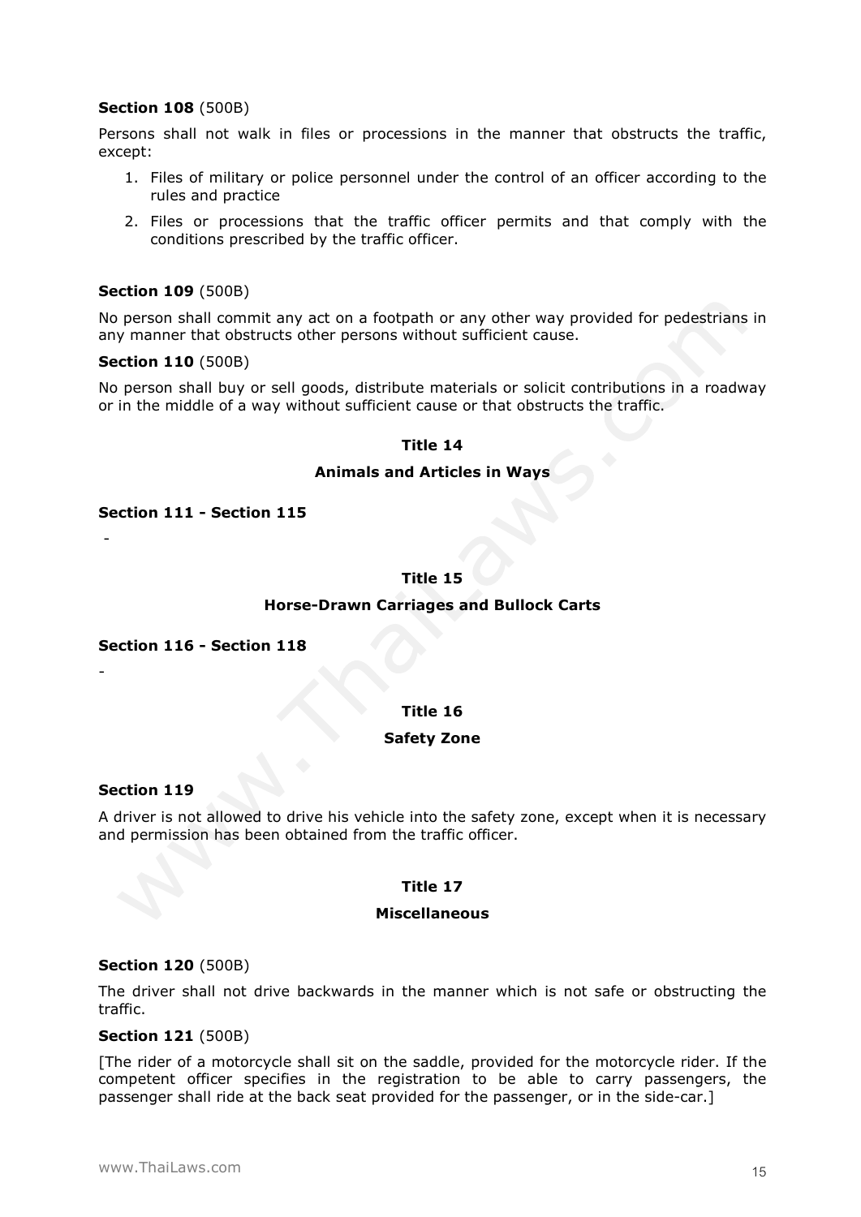**Section 108** (500B)

Persons shall not walk in files or processions in the manner that obstructs the traffic, except:

1. Files of military or police personnel under the control of an officer according to the rules and practice
2. Files or processions that the traffic officer permits and that comply with the conditions prescribed by the traffic officer.

**Section 109** (500B)

No person shall commit any act on a footpath or any other way provided for pedestrians in any manner that obstructs other persons without sufficient cause.

**Section 110** (500B)

No person shall buy or sell goods, distribute materials or solicit contributions in a roadway or in the middle of a way without sufficient cause or that obstructs the traffic.

## Title 14

## Animals and Articles in Ways

**Section 111 - Section 115**

-

## Title 15

## Horse-Drawn Carriages and Bullock Carts

**Section 116 - Section 118**

-

## Title 16

## Safety Zone

**Section 119**

A driver is not allowed to drive his vehicle into the safety zone, except when it is necessary and permission has been obtained from the traffic officer.

## Title 17

## Miscellaneous

**Section 120** (500B)

The driver shall not drive backwards in the manner which is not safe or obstructing the traffic.

**Section 121** (500B)

[The rider of a motorcycle shall sit on the saddle, provided for the motorcycle rider. If the competent officer specifies in the registration to be able to carry passengers, the passenger shall ride at the back seat provided for the passenger, or in the side-car.]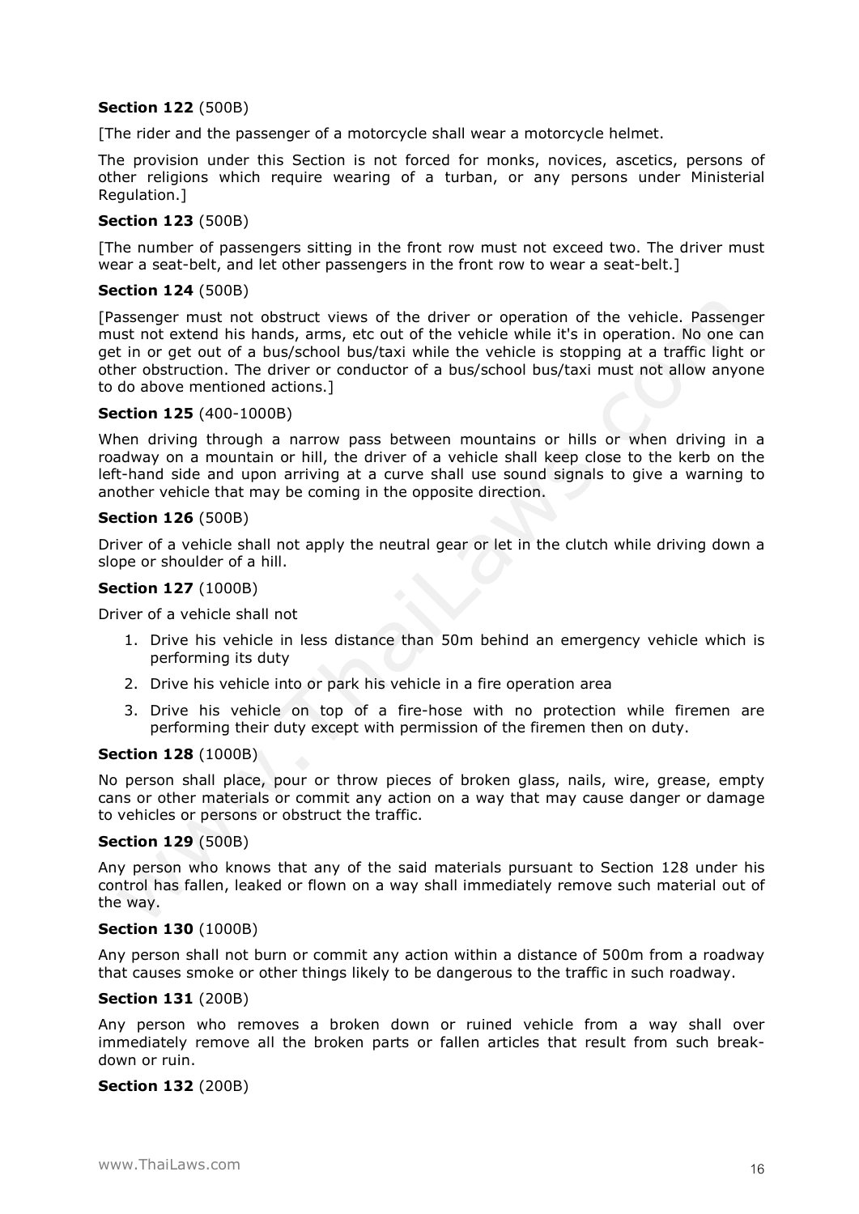**Section 122** (500B)

[The rider and the passenger of a motorcycle shall wear a motorcycle helmet.

The provision under this Section is not forced for monks, novices, ascetics, persons of other religions which require wearing of a turban, or any persons under Ministerial Regulation.]

**Section 123** (500B)

[The number of passengers sitting in the front row must not exceed two. The driver must wear a seat-belt, and let other passengers in the front row to wear a seat-belt.]

**Section 124** (500B)

[Passenger must not obstruct views of the driver or operation of the vehicle. Passenger must not extend his hands, arms, etc out of the vehicle while it's in operation. No one can get in or get out of a bus/school bus/taxi while the vehicle is stopping at a traffic light or other obstruction. The driver or conductor of a bus/school bus/taxi must not allow anyone to do above mentioned actions.]

**Section 125** (400-1000B)

When driving through a narrow pass between mountains or hills or when driving in a roadway on a mountain or hill, the driver of a vehicle shall keep close to the kerb on the left-hand side and upon arriving at a curve shall use sound signals to give a warning to another vehicle that may be coming in the opposite direction.

**Section 126** (500B)

Driver of a vehicle shall not apply the neutral gear or let in the clutch while driving down a slope or shoulder of a hill.

**Section 127** (1000B)

Driver of a vehicle shall not

1. Drive his vehicle in less distance than 50m behind an emergency vehicle which is performing its duty
2. Drive his vehicle into or park his vehicle in a fire operation area
3. Drive his vehicle on top of a fire-hose with no protection while firemen are performing their duty except with permission of the firemen then on duty.

**Section 128** (1000B)

No person shall place, pour or throw pieces of broken glass, nails, wire, grease, empty cans or other materials or commit any action on a way that may cause danger or damage to vehicles or persons or obstruct the traffic.

**Section 129** (500B)

Any person who knows that any of the said materials pursuant to Section 128 under his control has fallen, leaked or flown on a way shall immediately remove such material out of the way.

**Section 130** (1000B)

Any person shall not burn or commit any action within a distance of 500m from a roadway that causes smoke or other things likely to be dangerous to the traffic in such roadway.

**Section 131** (200B)

Any person who removes a broken down or ruined vehicle from a way shall over immediately remove all the broken parts or fallen articles that result from such break-down or ruin.

**Section 132** (200B)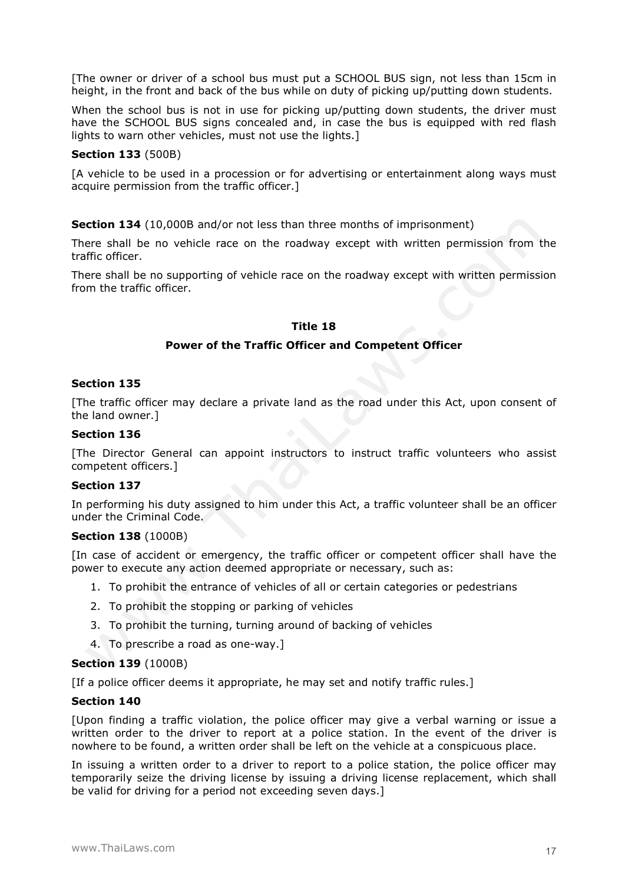[The owner or driver of a school bus must put a SCHOOL BUS sign, not less than 15cm in height, in the front and back of the bus while on duty of picking up/putting down students.

When the school bus is not in use for picking up/putting down students, the driver must have the SCHOOL BUS signs concealed and, in case the bus is equipped with red flash lights to warn other vehicles, must not use the lights.]

**Section 133** (500B)

[A vehicle to be used in a procession or for advertising or entertainment along ways must acquire permission from the traffic officer.]

**Section 134** (10,000B and/or not less than three months of imprisonment)

There shall be no vehicle race on the roadway except with written permission from the traffic officer.

There shall be no supporting of vehicle race on the roadway except with written permission from the traffic officer.

## Title 18

## Power of the Traffic Officer and Competent Officer

**Section 135**

[The traffic officer may declare a private land as the road under this Act, upon consent of the land owner.]

**Section 136**

[The Director General can appoint instructors to instruct traffic volunteers who assist competent officers.]

**Section 137**

In performing his duty assigned to him under this Act, a traffic volunteer shall be an officer under the Criminal Code.

**Section 138** (1000B)

[In case of accident or emergency, the traffic officer or competent officer shall have the power to execute any action deemed appropriate or necessary, such as:

1. To prohibit the entrance of vehicles of all or certain categories or pedestrians
2. To prohibit the stopping or parking of vehicles
3. To prohibit the turning, turning around of backing of vehicles
4. To prescribe a road as one-way.]

**Section 139** (1000B)

[If a police officer deems it appropriate, he may set and notify traffic rules.]

**Section 140**

[Upon finding a traffic violation, the police officer may give a verbal warning or issue a written order to the driver to report at a police station. In the event of the driver is nowhere to be found, a written order shall be left on the vehicle at a conspicuous place.

In issuing a written order to a driver to report to a police station, the police officer may temporarily seize the driving license by issuing a driving license replacement, which shall be valid for driving for a period not exceeding seven days.]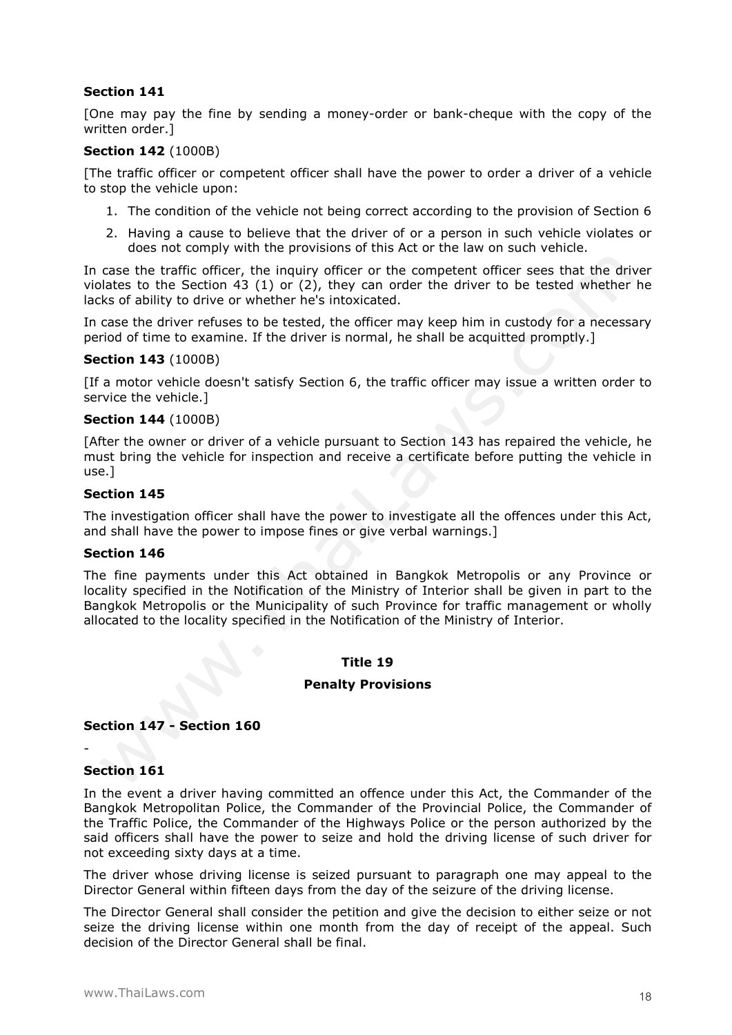**Section 141**

[One may pay the fine by sending a money-order or bank-cheque with the copy of the written order.]

**Section 142** (1000B)

[The traffic officer or competent officer shall have the power to order a driver of a vehicle to stop the vehicle upon:

1. The condition of the vehicle not being correct according to the provision of Section 6
2. Having a cause to believe that the driver of or a person in such vehicle violates or does not comply with the provisions of this Act or the law on such vehicle.

In case the traffic officer, the inquiry officer or the competent officer sees that the driver violates to the Section 43 (1) or (2), they can order the driver to be tested whether he lacks of ability to drive or whether he's intoxicated.

In case the driver refuses to be tested, the officer may keep him in custody for a necessary period of time to examine. If the driver is normal, he shall be acquitted promptly.]

**Section 143** (1000B)

[If a motor vehicle doesn't satisfy Section 6, the traffic officer may issue a written order to service the vehicle.]

**Section 144** (1000B)

[After the owner or driver of a vehicle pursuant to Section 143 has repaired the vehicle, he must bring the vehicle for inspection and receive a certificate before putting the vehicle in use.]

**Section 145**

The investigation officer shall have the power to investigate all the offences under this Act, and shall have the power to impose fines or give verbal warnings.]

**Section 146**

The fine payments under this Act obtained in Bangkok Metropolis or any Province or locality specified in the Notification of the Ministry of Interior shall be given in part to the Bangkok Metropolis or the Municipality of such Province for traffic management or wholly allocated to the locality specified in the Notification of the Ministry of Interior.

## Title 19

## Penalty Provisions

**Section 147 - Section 160**

-

**Section 161**

In the event a driver having committed an offence under this Act, the Commander of the Bangkok Metropolitan Police, the Commander of the Provincial Police, the Commander of the Traffic Police, the Commander of the Highways Police or the person authorized by the said officers shall have the power to seize and hold the driving license of such driver for not exceeding sixty days at a time.

The driver whose driving license is seized pursuant to paragraph one may appeal to the Director General within fifteen days from the day of the seizure of the driving license.

The Director General shall consider the petition and give the decision to either seize or not seize the driving license within one month from the day of receipt of the appeal. Such decision of the Director General shall be final.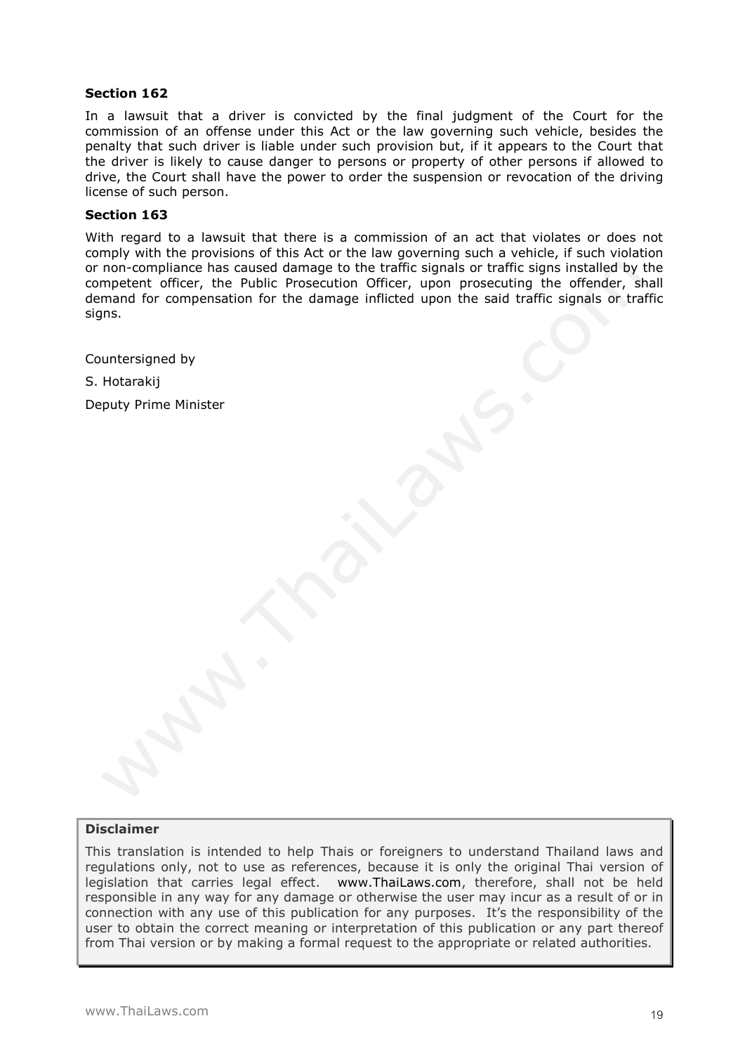### Section 162

In a lawsuit that a driver is convicted by the final judgment of the Court for the commission of an offense under this Act or the law governing such vehicle, besides the penalty that such driver is liable under such provision but, if it appears to the Court that the driver is likely to cause danger to persons or property of other persons if allowed to drive, the Court shall have the power to order the suspension or revocation of the driving license of such person.

### Section 163

With regard to a lawsuit that there is a commission of an act that violates or does not comply with the provisions of this Act or the law governing such a vehicle, if such violation or non-compliance has caused damage to the traffic signals or traffic signs installed by the competent officer, the Public Prosecution Officer, upon prosecuting the offender, shall demand for compensation for the damage inflicted upon the said traffic signals or traffic signs.

Countersigned by

S. Hotarakij

Deputy Prime Minister

**Disclaimer**

This translation is intended to help Thais or foreigners to understand Thailand laws and regulations only, not to use as references, because it is only the original Thai version of legislation that carries legal effect. www.ThaiLaws.com, therefore, shall not be held responsible in any way for any damage or otherwise the user may incur as a result of or in connection with any use of this publication for any purposes. It's the responsibility of the user to obtain the correct meaning or interpretation of this publication or any part thereof from Thai version or by making a formal request to the appropriate or related authorities.